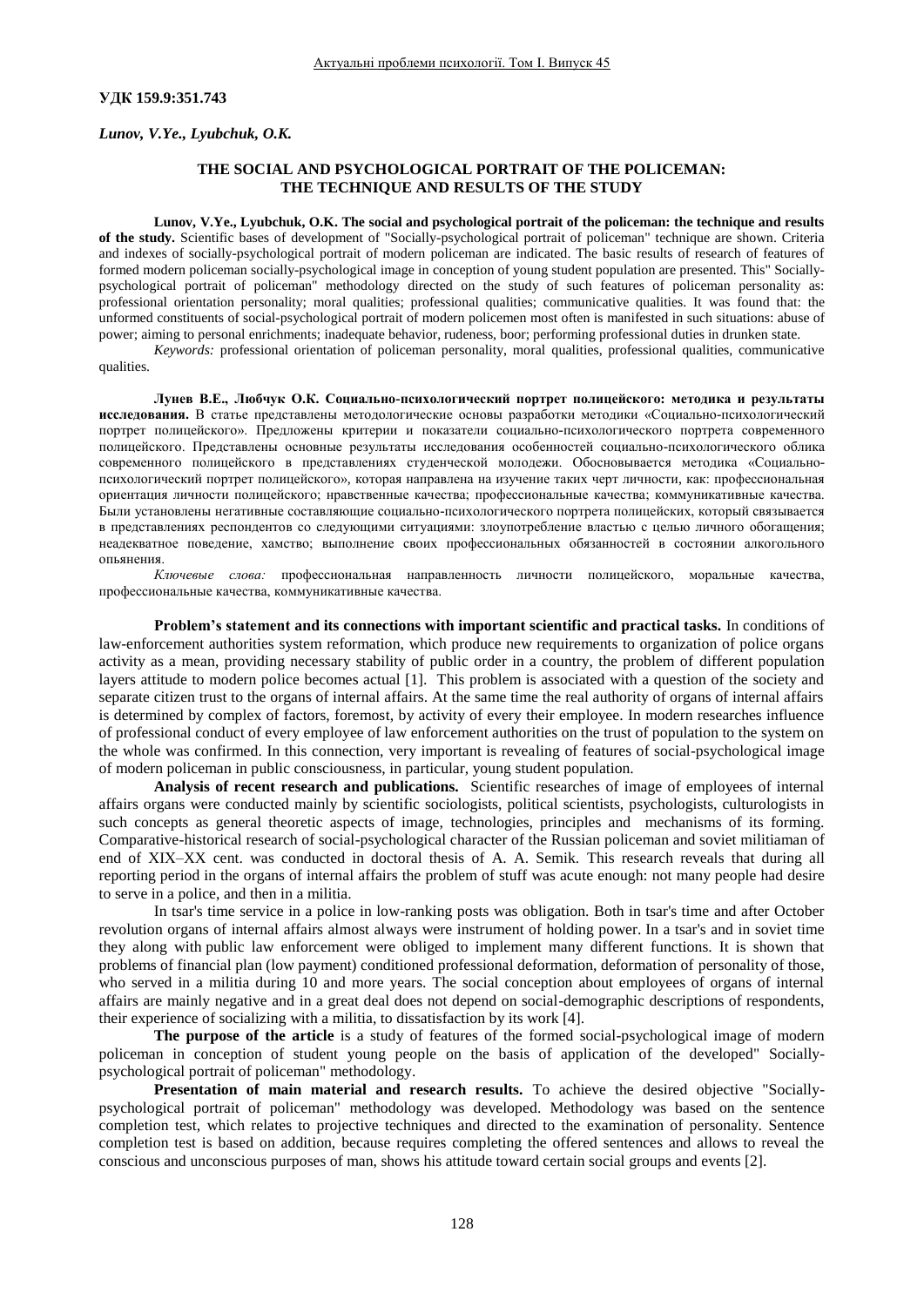**УДК 159.9:351.743**

*Lunov, V.Ye., Lyubchuk, O.K.*

# THE SOCIAL AND PSYCHOLOGICAL PORTRAIT OF THE POLICEMAN: THE TECHNIQUE AND RESULTS OF THE STUDY

**Lunov, V.Ye., Lyubchuk, O.K. The social and psychological portrait of the policeman: the technique and results of the study.** Scientific bases of development of "Socially-psychological portrait of policeman" technique are shown. Criteria and indexes of socially-psychological portrait of modern policeman are indicated. The basic results of research of features of formed modern policeman socially-psychological image in conception of young student population are presented. This" Socially-psychological portrait of policeman" methodology directed on the study of such features of policeman personality as: professional orientation personality; moral qualities; professional qualities; communicative qualities. It was found that: the unformed constituents of social-psychological portrait of modern policemen most often is manifested in such situations: abuse of power; aiming to personal enrichments; inadequate behavior, rudeness, boor; performing professional duties in drunken state.

*Keywords:* professional orientation of policeman personality, moral qualities, professional qualities, communicative qualities.

**Лунев В.Е., Любчук О.К. Социально-психологический портрет полицейского: методика и результаты исследования.** В статье представлены методологические основы разработки методики «Социально-психологический портрет полицейского». Предложены критерии и показатели социально-психологического портрета современного полицейского. Представлены основные результаты исследования особенностей социально-психологического облика современного полицейского в представлениях студенческой молодежи. Обосновывается методика «Социально-психологический портрет полицейского», которая направлена на изучение таких черт личности, как: профессиональная ориентация личности полицейского; нравственные качества; профессиональные качества; коммуникативные качества. Были установлены негативные составляющие социально-психологического портрета полицейских, который связывается в представлениях респондентов со следующими ситуациями: злоупотребление властью с целью личного обогащения; неадекватное поведение, хамство; выполнение своих профессиональных обязанностей в состоянии алкогольного опьянения.

*Ключевые слова:* профессиональная направленность личности полицейского, моральные качества, профессиональные качества, коммуникативные качества.

**Problem's statement and its connections with important scientific and practical tasks.** In conditions of law-enforcement authorities system reformation, which produce new requirements to organization of police organs activity as a mean, providing necessary stability of public order in a country, the problem of different population layers attitude to modern police becomes actual [1]. This problem is associated with a question of the society and separate citizen trust to the organs of internal affairs. At the same time the real authority of organs of internal affairs is determined by complex of factors, foremost, by activity of every their employee. In modern researches influence of professional conduct of every employee of law enforcement authorities on the trust of population to the system on the whole was confirmed. In this connection, very important is revealing of features of social-psychological image of modern policeman in public consciousness, in particular, young student population.

**Analysis of recent research and publications.** Scientific researches of image of employees of internal affairs organs were conducted mainly by scientific sociologists, political scientists, psychologists, culturologists in such concepts as general theoretic aspects of image, technologies, principles and mechanisms of its forming. Comparative-historical research of social-psychological character of the Russian policeman and soviet militiaman of end of XIX–XX cent. was conducted in doctoral thesis of A. A. Semik. This research reveals that during all reporting period in the organs of internal affairs the problem of stuff was acute enough: not many people had desire to serve in a police, and then in a militia.

In tsar's time service in a police in low-ranking posts was obligation. Both in tsar's time and after October revolution organs of internal affairs almost always were instrument of holding power. In a tsar's and in soviet time they along with public law enforcement were obliged to implement many different functions. It is shown that problems of financial plan (low payment) conditioned professional deformation, deformation of personality of those, who served in a militia during 10 and more years. The social conception about employees of organs of internal affairs are mainly negative and in a great deal does not depend on social-demographic descriptions of respondents, their experience of socializing with a militia, to dissatisfaction by its work [4].

**The purpose of the article** is a study of features of the formed social-psychological image of modern policeman in conception of student young people on the basis of application of the developed" Socially-psychological portrait of policeman" methodology.

**Presentation of main material and research results.** To achieve the desired objective "Socially-psychological portrait of policeman" methodology was developed. Methodology was based on the sentence completion test, which relates to projective techniques and directed to the examination of personality. Sentence completion test is based on addition, because requires completing the offered sentences and allows to reveal the conscious and unconscious purposes of man, shows his attitude toward certain social groups and events [2].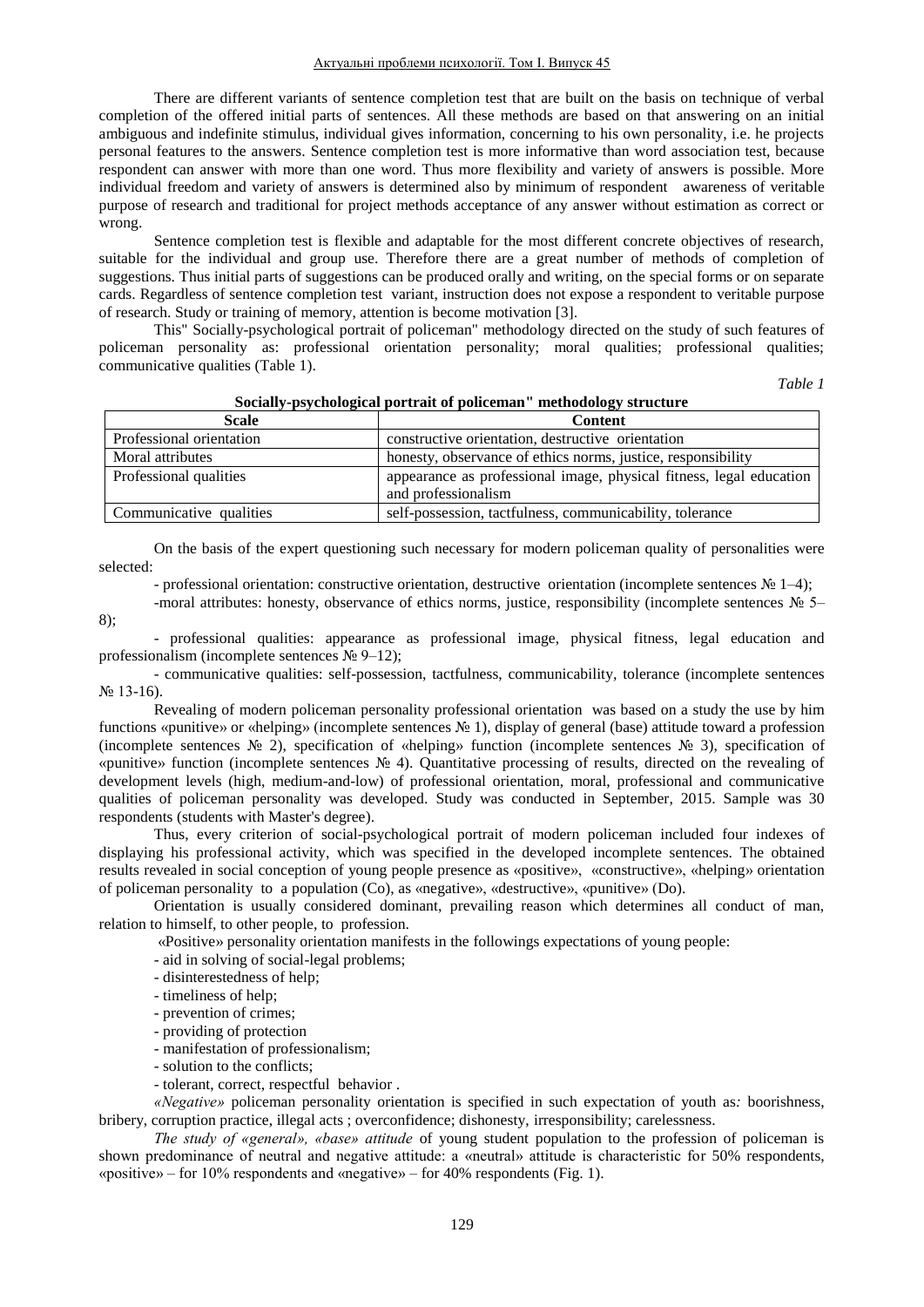There are different variants of sentence completion test that are built on the basis on technique of verbal completion of the offered initial parts of sentences. All these methods are based on that answering on an initial ambiguous and indefinite stimulus, individual gives information, concerning to his own personality, i.e. he projects personal features to the answers. Sentence completion test is more informative than word association test, because respondent can answer with more than one word. Thus more flexibility and variety of answers is possible. More individual freedom and variety of answers is determined also by minimum of respondent awareness of veritable purpose of research and traditional for project methods acceptance of any answer without estimation as correct or wrong.

Sentence completion test is flexible and adaptable for the most different concrete objectives of research, suitable for the individual and group use. Therefore there are a great number of methods of completion of suggestions. Thus initial parts of suggestions can be produced orally and writing, on the special forms or on separate cards. Regardless of sentence completion test variant, instruction does not expose a respondent to veritable purpose of research. Study or training of memory, attention is become motivation [3].

This" Socially-psychological portrait of policeman" methodology directed on the study of such features of policeman personality as: professional orientation personality; moral qualities; professional qualities; communicative qualities (Table 1).

*Table 1*

**Socially-psychological portrait of policeman" methodology structure**

| Scale | Content |
|---|---|
| Professional orientation | constructive orientation, destructive orientation |
| Moral attributes | honesty, observance of ethics norms, justice, responsibility |
| Professional qualities | appearance as professional image, physical fitness, legal education and professionalism |
| Communicative qualities | self-possession, tactfulness, communicability, tolerance |

On the basis of the expert questioning such necessary for modern policeman quality of personalities were selected:

- professional orientation: constructive orientation, destructive orientation (incomplete sentences № 1–4);

-moral attributes: honesty, observance of ethics norms, justice, responsibility (incomplete sentences № 5–8);

- professional qualities: appearance as professional image, physical fitness, legal education and professionalism (incomplete sentences № 9–12);

- communicative qualities: self-possession, tactfulness, communicability, tolerance (incomplete sentences № 13-16).

Revealing of modern policeman personality professional orientation was based on a study the use by him functions «punitive» or «helping» (incomplete sentences № 1), display of general (base) attitude toward a profession (incomplete sentences № 2), specification of «helping» function (incomplete sentences № 3), specification of «punitive» function (incomplete sentences № 4). Quantitative processing of results, directed on the revealing of development levels (high, medium-and-low) of professional orientation, moral, professional and communicative qualities of policeman personality was developed. Study was conducted in September, 2015. Sample was 30 respondents (students with Master's degree).

Thus, every criterion of social-psychological portrait of modern policeman included four indexes of displaying his professional activity, which was specified in the developed incomplete sentences. The obtained results revealed in social conception of young people presence as «positive», «constructive», «helping» orientation of policeman personality to a population (Co), as «negative», «destructive», «punitive» (Do).

Orientation is usually considered dominant, prevailing reason which determines all conduct of man, relation to himself, to other people, to profession.

«Positive» personality orientation manifests in the followings expectations of young people:

- aid in solving of social-legal problems;
- disinterestedness of help;
- timeliness of help;
- prevention of crimes;
- providing of protection
- manifestation of professionalism;
- solution to the conflicts;
- tolerant, correct, respectful behavior .

*«Negative»* policeman personality orientation is specified in such expectation of youth as*:* boorishness, bribery, corruption practice, illegal acts ; overconfidence; dishonesty, irresponsibility; carelessness.

*The study of «general», «base» attitude* of young student population to the profession of policeman is shown predominance of neutral and negative attitude: a «neutral» attitude is characteristic for 50% respondents, «positive» – for 10% respondents and «negative» – for 40% respondents (Fig. 1).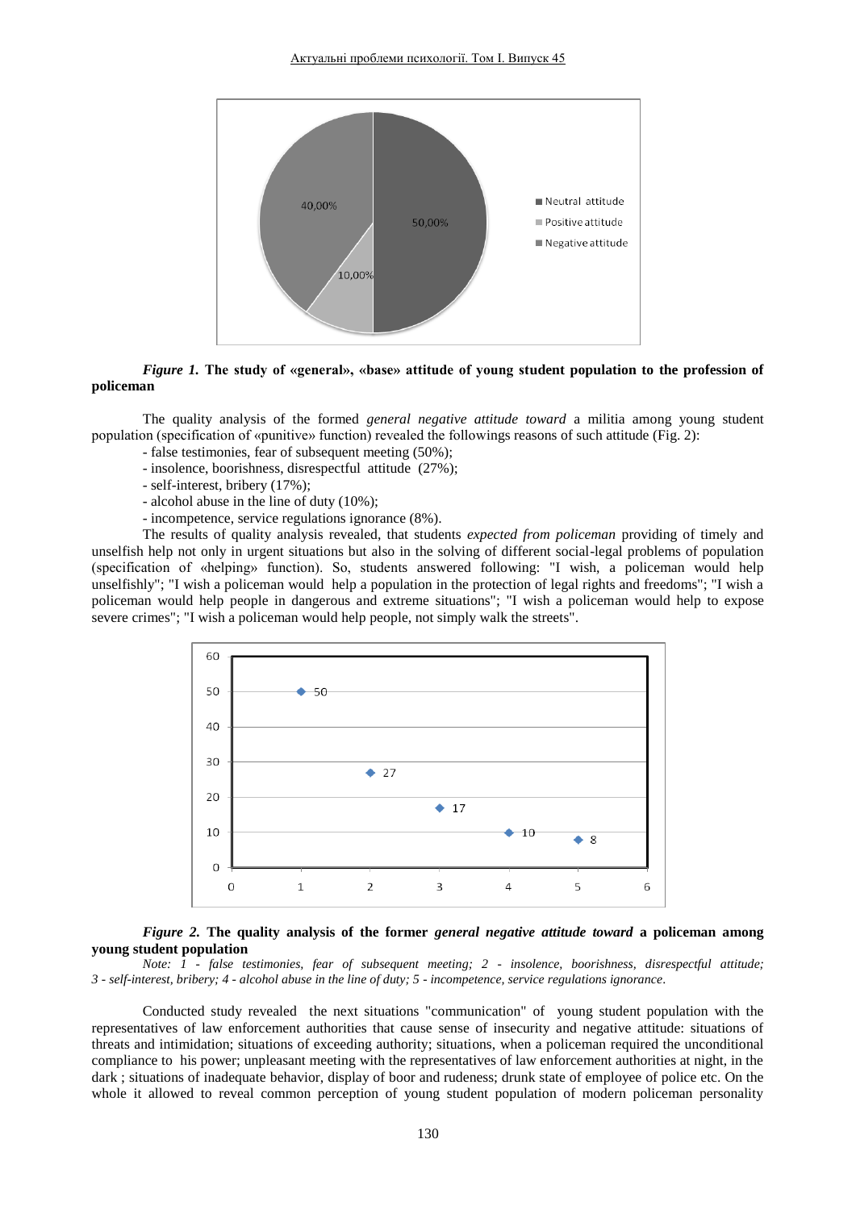*Figure 1.* **The study of «general», «base» attitude of young student population to the profession of policeman**

The quality analysis of the formed *general negative attitude toward* a militia among young student population (specification of «punitive» function) revealed the followings reasons of such attitude (Fig. 2):

- false testimonies, fear of subsequent meeting (50%);
- insolence, boorishness, disrespectful attitude (27%);
- self-interest, bribery (17%);
- alcohol abuse in the line of duty (10%);
- incompetence, service regulations ignorance (8%).

The results of quality analysis revealed, that students *expected from policeman* providing of timely and unselfish help not only in urgent situations but also in the solving of different social-legal problems of population (specification of «helping» function). So, students answered following: "I wish, a policeman would help unselfishly"; "I wish a policeman would help a population in the protection of legal rights and freedoms"; "I wish a policeman would help people in dangerous and extreme situations"; "I wish a policeman would help to expose severe crimes"; "I wish a policeman would help people, not simply walk the streets".

*Figure 2.* **The quality analysis of the former *general negative attitude toward* a policeman among young student population**

*Note: 1 - false testimonies, fear of subsequent meeting; 2 - insolence, boorishness, disrespectful attitude; 3 - self-interest, bribery; 4 - alcohol abuse in the line of duty; 5 - incompetence, service regulations ignorance.*

Conducted study revealed the next situations "communication" of young student population with the representatives of law enforcement authorities that cause sense of insecurity and negative attitude: situations of threats and intimidation; situations of exceeding authority; situations, when a policeman required the unconditional compliance to his power; unpleasant meeting with the representatives of law enforcement authorities at night, in the dark ; situations of inadequate behavior, display of boor and rudeness; drunk state of employee of police etc. On the whole it allowed to reveal common perception of young student population of modern policeman personality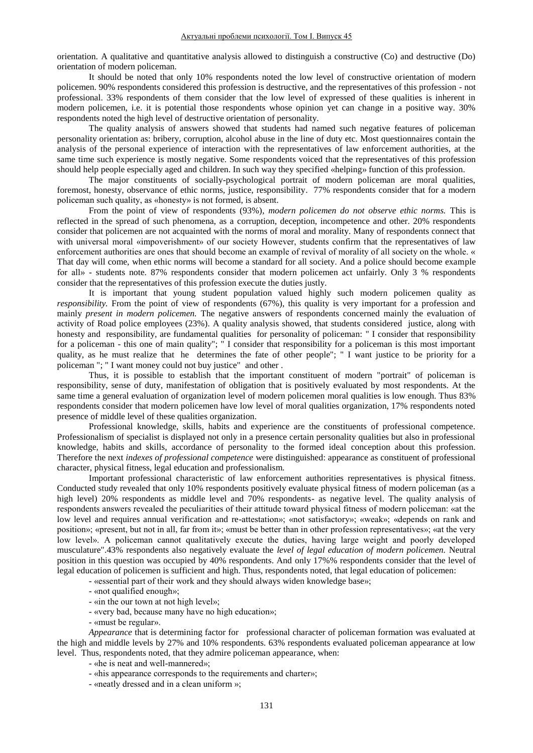orientation. A qualitative and quantitative analysis allowed to distinguish a constructive (Co) and destructive (Do) orientation of modern policeman.

It should be noted that only 10% respondents noted the low level of constructive orientation of modern policemen. 90% respondents considered this profession is destructive, and the representatives of this profession - not professional. 33% respondents of them consider that the low level of expressed of these qualities is inherent in modern policemen, i.e. it is potential those respondents whose opinion yet can change in a positive way. 30% respondents noted the high level of destructive orientation of personality.

The quality analysis of answers showed that students had named such negative features of policeman personality orientation as: bribery, corruption, alcohol abuse in the line of duty etc. Most questionnaires contain the analysis of the personal experience of interaction with the representatives of law enforcement authorities, at the same time such experience is mostly negative. Some respondents voiced that the representatives of this profession should help people especially aged and children. In such way they specified «helping» function of this profession.

The major constituents of socially-psychological portrait of modern policeman are moral qualities, foremost, honesty, observance of ethic norms, justice, responsibility. 77% respondents consider that for a modern policeman such quality, as «honesty» is not formed, is absent.

From the point of view of respondents (93%), *modern policemen do not observe ethic norms.* This is reflected in the spread of such phenomena, as a corruption, deception, incompetence and other. 20% respondents consider that policemen are not acquainted with the norms of moral and morality. Many of respondents connect that with universal moral «impoverishment» of our society However, students confirm that the representatives of law enforcement authorities are ones that should become an example of revival of morality of all society on the whole. « That day will come, when ethic norms will become a standard for all society. And a police should become example for all» - students note. 87% respondents consider that modern policemen act unfairly. Only 3 % respondents consider that the representatives of this profession execute the duties justly.

It is important that young student population valued highly such modern policemen quality as *responsibility.* From the point of view of respondents (67%), this quality is very important for a profession and mainly *present in modern policemen.* The negative answers of respondents concerned mainly the evaluation of activity of Road police employees (23%). A quality analysis showed, that students considered justice, along with honesty and responsibility, are fundamental qualities for personality of policeman: " I consider that responsibility for a policeman - this one of main quality"; " I consider that responsibility for a policeman is this most important quality, as he must realize that he determines the fate of other people"; " I want justice to be priority for a policeman "; " I want money could not buy justice" and other .

Thus, it is possible to establish that the important constituent of modern "portrait" of policeman is responsibility, sense of duty, manifestation of obligation that is positively evaluated by most respondents. At the same time a general evaluation of organization level of modern policemen moral qualities is low enough. Thus 83% respondents consider that modern policemen have low level of moral qualities organization, 17% respondents noted presence of middle level of these qualities organization.

Professional knowledge, skills, habits and experience are the constituents of professional competence. Professionalism of specialist is displayed not only in a presence certain personality qualities but also in professional knowledge, habits and skills, accordance of personality to the formed ideal conception about this profession. Therefore the next *indexes of professional competence* were distinguished: appearance as constituent of professional character, physical fitness, legal education and professionalism.

Important professional characteristic of law enforcement authorities representatives is physical fitness. Conducted study revealed that only 10% respondents positively evaluate physical fitness of modern policeman (as a high level) 20% respondents as middle level and 70% respondents- as negative level. The quality analysis of respondents answers revealed the peculiarities of their attitude toward physical fitness of modern policeman: «at the low level and requires annual verification and re-attestation»; «not satisfactory»; «weak»; «depends on rank and position»; «present, but not in all, far from it»; «must be better than in other profession representatives»; «at the very low level». A policeman cannot qualitatively execute the duties, having large weight and poorly developed musculature".43% respondents also negatively evaluate the *level of legal education of modern policemen.* Neutral position in this question was occupied by 40% respondents. And only 17%% respondents consider that the level of legal education of policemen is sufficient and high. Thus, respondents noted, that legal education of policemen:

- «essential part of their work and they should always widen knowledge base»;
- «not qualified enough»;
- «in the our town at not high level»;
- «very bad, because many have no high education»;
- «must be regular».

*Appearance* that is determining factor for professional character of policeman formation was evaluated at the high and middle levels by 27% and 10% respondents. 63% respondents evaluated policeman appearance at low level. Thus, respondents noted, that they admire policeman appearance, when:

- «he is neat and well-mannered»;
- «his appearance corresponds to the requirements and charter»;
- «neatly dressed and in a clean uniform »;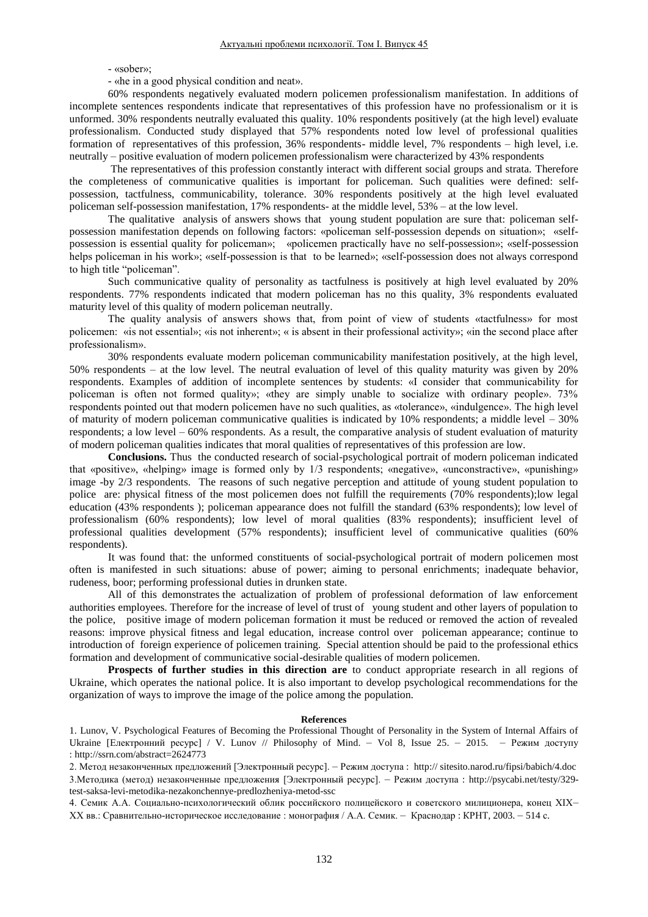- «sober»;

- «he in a good physical condition and neat».

60% respondents negatively evaluated modern policemen professionalism manifestation. In additions of incomplete sentences respondents indicate that representatives of this profession have no professionalism or it is unformed. 30% respondents neutrally evaluated this quality. 10% respondents positively (at the high level) evaluate professionalism. Conducted study displayed that 57% respondents noted low level of professional qualities formation of representatives of this profession, 36% respondents- middle level, 7% respondents – high level, i.e. neutrally – positive evaluation of modern policemen professionalism were characterized by 43% respondents

The representatives of this profession constantly interact with different social groups and strata. Therefore the completeness of communicative qualities is important for policeman. Such qualities were defined: self-possession, tactfulness, communicability, tolerance. 30% respondents positively at the high level evaluated policeman self-possession manifestation, 17% respondents- at the middle level, 53% – at the low level.

The qualitative analysis of answers shows that young student population are sure that: policeman self-possession manifestation depends on following factors: «policeman self-possession depends on situation»; «self-possession is essential quality for policeman»; «policemen practically have no self-possession»; «self-possession helps policeman in his work»; «self-possession is that to be learned»; «self-possession does not always correspond to high title "policeman".

Such communicative quality of personality as tactfulness is positively at high level evaluated by 20% respondents. 77% respondents indicated that modern policeman has no this quality, 3% respondents evaluated maturity level of this quality of modern policeman neutrally.

The quality analysis of answers shows that, from point of view of students «tactfulness» for most policemen: «is not essential»; «is not inherent»; « is absent in their professional activity»; «in the second place after professionalism».

30% respondents evaluate modern policeman communicability manifestation positively, at the high level, 50% respondents – at the low level. The neutral evaluation of level of this quality maturity was given by 20% respondents. Examples of addition of incomplete sentences by students: «I consider that communicability for policeman is often not formed quality»; «they are simply unable to socialize with ordinary people». 73% respondents pointed out that modern policemen have no such qualities, as «tolerance», «indulgence». The high level of maturity of modern policeman communicative qualities is indicated by 10% respondents; a middle level – 30% respondents; a low level – 60% respondents. As a result, the comparative analysis of student evaluation of maturity of modern policeman qualities indicates that moral qualities of representatives of this profession are low.

**Conclusions.** Thus the conducted research of social-psychological portrait of modern policeman indicated that «positive», «helping» image is formed only by 1/3 respondents; «negative», «unconstractive», «punishing» image -by 2/3 respondents. The reasons of such negative perception and attitude of young student population to police are: physical fitness of the most policemen does not fulfill the requirements (70% respondents);low legal education (43% respondents ); policeman appearance does not fulfill the standard (63% respondents); low level of professionalism (60% respondents); low level of moral qualities (83% respondents); insufficient level of professional qualities development (57% respondents); insufficient level of communicative qualities (60% respondents).

It was found that: the unformed constituents of social-psychological portrait of modern policemen most often is manifested in such situations: abuse of power; aiming to personal enrichments; inadequate behavior, rudeness, boor; performing professional duties in drunken state.

All of this demonstrates the actualization of problem of professional deformation of law enforcement authorities employees. Therefore for the increase of level of trust of young student and other layers of population to the police, positive image of modern policeman formation it must be reduced or removed the action of revealed reasons: improve physical fitness and legal education, increase control over policeman appearance; continue to introduction of foreign experience of policemen training. Special attention should be paid to the professional ethics formation and development of communicative social-desirable qualities of modern policemen.

**Prospects of further studies in this direction are** to conduct appropriate research in all regions of Ukraine, which operates the national police. It is also important to develop psychological recommendations for the organization of ways to improve the image of the police among the population.

**References**

1. Lunov, V. Psychological Features of Becoming the Professional Thought of Personality in the System of Internal Affairs of Ukraine [Електронний ресурс] / V. Lunov // Philosophy of Mind. – Vol 8, Issue 25. – 2015. – Режим доступу : http://ssrn.com/abstract=2624773
2. Метод незаконченных предложений [Электронный ресурс]. – Режим доступа : http:// sitesito.narod.ru/fipsi/babich/4.doc
3. Методика (метод) незаконченные предложения [Электронный ресурс]. – Режим доступа : http://psycabi.net/testy/329-test-saksa-levi-metodika-nezakonchennye-predlozheniya-metod-ssc
4. Семик А.А. Социально-психологический облик российского полицейского и советского милиционера, конец XIX–XX вв.: Сравнительно-историческое исследование : монография / А.А. Семик. – Краснодар : КРНТ, 2003. – 514 с.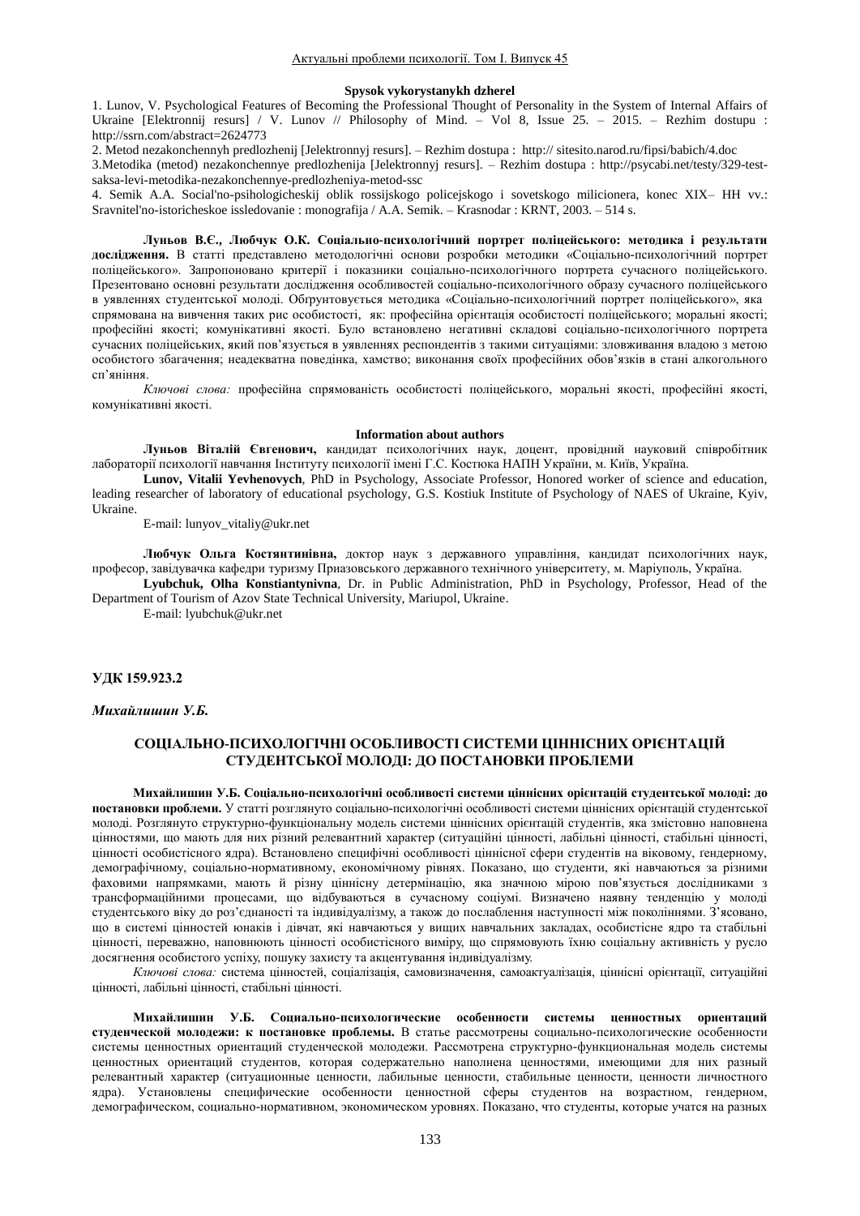**Spysok vykorystanykh dzherel**

1. Lunov, V. Psychological Features of Becoming the Professional Thought of Personality in the System of Internal Affairs of Ukraine [Elektronnij resurs] / V. Lunov // Philosophy of Mind. – Vol 8, Issue 25. – 2015. – Rezhim dostupu : http://ssrn.com/abstract=2624773

2. Metod nezakonchennyh predlozhenij [Jelektronnyj resurs]. – Rezhim dostupa : http:// sitesito.narod.ru/fipsi/babich/4.doc

3.Metodika (metod) nezakonchennye predlozhenija [Jelektronnyj resurs]. – Rezhim dostupa : http://psycabi.net/testy/329-test-saksa-levi-metodika-nezakonchennye-predlozheniya-metod-ssc

4. Semik A.A. Social'no-psihologicheskij oblik rossijskogo policejskogo i sovetskogo milicionera, konec XIX– HH vv.: Sravnitel'no-istoricheskoe issledovanie : monografija / A.A. Semik. – Krasnodar : KRNT, 2003. – 514 s.

**Луньов В.Є., Любчук О.К. Соціально-психологічний портрет поліцейського: методика і результати дослідження.** В статті представлено методологічні основи розробки методики «Соціально-психологічний портрет поліцейського». Запропоновано критерії і показники соціально-психологічного портрета сучасного поліцейського. Презентовано основні результати дослідження особливостей соціально-психологічного образу сучасного поліцейського в уявленнях студентської молоді. Обгрунтовується методика «Соціально-психологічний портрет поліцейського», яка спрямована на вивчення таких рис особистості, як: професійна орієнтація особистості поліцейського; моральні якості; професійні якості; комунікативні якості. Було встановлено негативні складові соціально-психологічного портрета сучасних поліцейських, який пов'язується в уявленнях респондентів з такими ситуаціями: зловживання владою з метою особистого збагачення; неадекватна поведінка, хамство; виконання своїх професійних обов'язків в стані алкогольного сп'яніння.

*Ключові слова:* професійна спрямованість особистості поліцейського, моральні якості, професійні якості, комунікативні якості.

**Information about authors**

**Луньов Віталій Євгенович,** кандидат психологічних наук, доцент, провідний науковий співробітник лабораторії психології навчання Інституту психології імені Г.С. Костюка НАПН України, м. Київ, Україна.

**Lunov, Vitalii Yevhenovych**, PhD in Psychology, Associate Professor, Honored worker of science and education, leading researcher of laboratory of educational psychology, G.S. Kostiuk Institute of Psychology of NAES of Ukraine, Kyiv, Ukraine.

E-mail: lunyov_vitaliy@ukr.net

**Любчук Ольга Костянтинівна,** доктор наук з державного управління, кандидат психологічних наук, професор, завідувачка кафедри туризму Приазовського державного технічного університету, м. Маріуполь, Україна.

**Lyubchuk, Olha Konstiantynivna**, Dr. in Public Administration, PhD in Psychology, Professor, Head of the Department of Tourism of Azov State Technical University, Mariupol, Ukraine.

E-mail: lyubchuk@ukr.net

**УДК 159.923.2**

***Михайлишин У.Б.***

## СОЦІАЛЬНО-ПСИХОЛОГІЧНІ ОСОБЛИВОСТІ СИСТЕМИ ЦІННІСНИХ ОРІЄНТАЦІЙ СТУДЕНТСЬКОЇ МОЛОДІ: ДО ПОСТАНОВКИ ПРОБЛЕМИ

**Михайлишин У.Б. Соціально-психологічні особливості системи ціннісних орієнтацій студентської молоді: до постановки проблеми.** У статті розглянуто соціально-психологічні особливості системи ціннісних орієнтацій студентської молоді. Розглянуто структурно-функціональну модель системи ціннісних орієнтацій студентів, яка змістовно наповнена цінностями, що мають для них різний релевантний характер (ситуаційні цінності, лабільні цінності, стабільні цінності, цінності особистісного ядра). Встановлено специфічні особливості ціннісної сфери студентів на віковому, гендерному, демографічному, соціально-нормативному, економічному рівнях. Показано, що студенти, які навчаються за різними фаховими напрямками, мають й різну ціннісну детермінацію, яка значною мірою пов'язується дослідниками з трансформаційними процесами, що відбуваються в сучасному соціумі. Визначено наявну тенденцію у молоді студентського віку до роз'єднаності та індивідуалізму, а також до послаблення наступності між поколіннями. З'ясовано, що в системі цінностей юнаків і дівчат, які навчаються у вищих навчальних закладах, особистісне ядро та стабільні цінності, переважно, наповнюють цінності особистісного виміру, що спрямовують їхню соціальну активність у русло досягнення особистого успіху, пошуку захисту та акцентування індивідуалізму.

*Ключові слова:* система цінностей, соціалізація, самовизначення, самоактуалізація, ціннісні орієнтації, ситуаційні цінності, лабільні цінності, стабільні цінності.

**Михайлишин У.Б. Социально-психологические особенности системы ценностных ориентаций студенческой молодежи: к постановке проблемы.** В статье рассмотрены социально-психологические особенности системы ценностных ориентаций студенческой молодежи. Рассмотрена структурно-функциональная модель системы ценностных ориентаций студентов, которая содержательно наполнена ценностями, имеющими для них разный релевантный характер (ситуационные ценности, лабильные ценности, стабильные ценности, ценности личностного ядра). Установлены специфические особенности ценностной сферы студентов на возрастном, гендерном, демографическом, социально-нормативном, экономическом уровнях. Показано, что студенты, которые учатся на разных